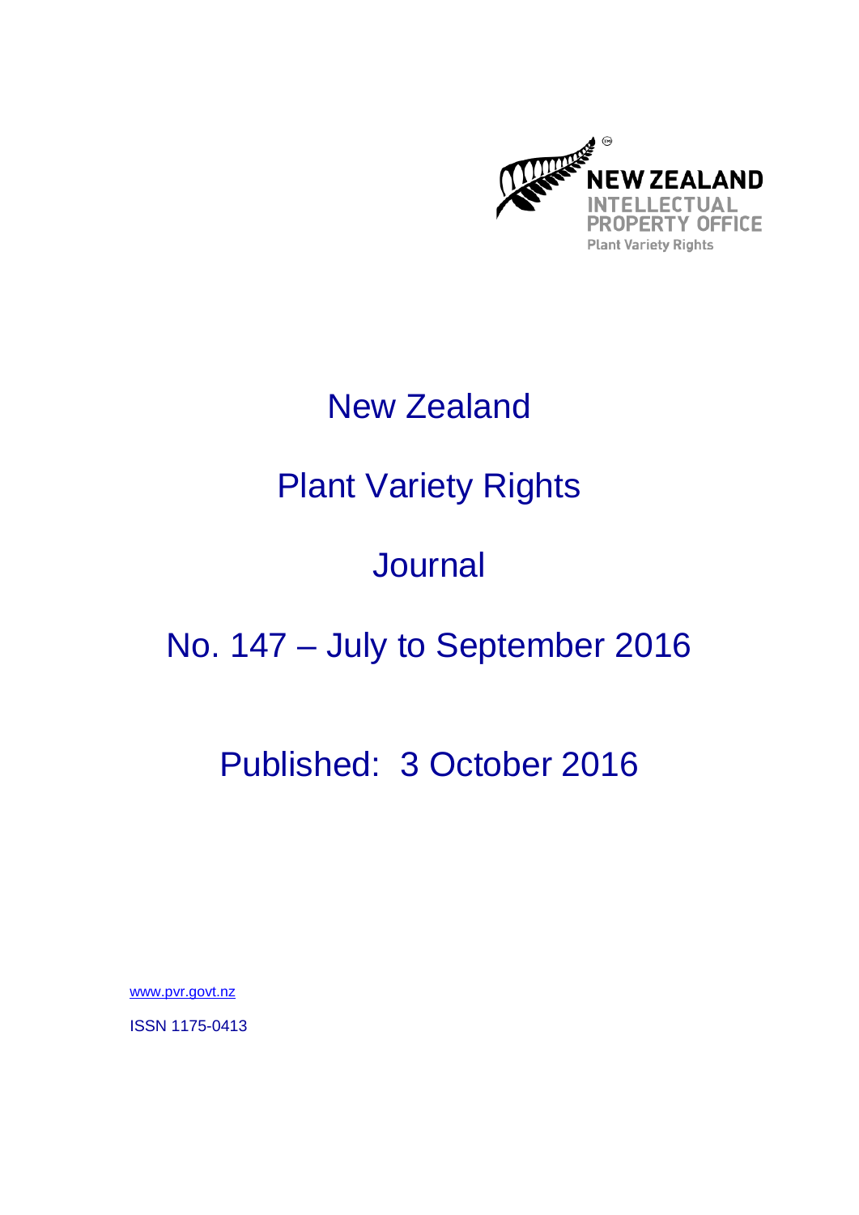NEW ZEALAND
INTELLECTUAL
PROPERTY OFFICE
Plant Variety Rights

# New Zealand

# Plant Variety Rights

# Journal

# No. 147 – July to September 2016

## Published: 3 October 2016

www.pvr.govt.nz

ISSN 1175-0413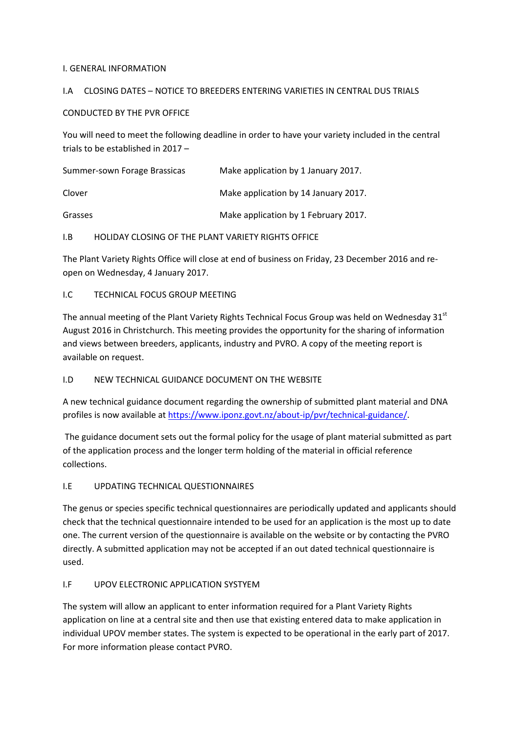# I. GENERAL INFORMATION

## I.A CLOSING DATES – NOTICE TO BREEDERS ENTERING VARIETIES IN CENTRAL DUS TRIALS CONDUCTED BY THE PVR OFFICE

You will need to meet the following deadline in order to have your variety included in the central trials to be established in 2017 –

| | |
|---|---|
| Summer-sown Forage Brassicas | Make application by 1 January 2017. |
| Clover | Make application by 14 January 2017. |
| Grasses | Make application by 1 February 2017. |

## I.B HOLIDAY CLOSING OF THE PLANT VARIETY RIGHTS OFFICE

The Plant Variety Rights Office will close at end of business on Friday, 23 December 2016 and re-open on Wednesday, 4 January 2017.

## I.C TECHNICAL FOCUS GROUP MEETING

The annual meeting of the Plant Variety Rights Technical Focus Group was held on Wednesday 31st August 2016 in Christchurch. This meeting provides the opportunity for the sharing of information and views between breeders, applicants, industry and PVRO. A copy of the meeting report is available on request.

## I.D NEW TECHNICAL GUIDANCE DOCUMENT ON THE WEBSITE

A new technical guidance document regarding the ownership of submitted plant material and DNA profiles is now available at https://www.iponz.govt.nz/about-ip/pvr/technical-guidance/.

The guidance document sets out the formal policy for the usage of plant material submitted as part of the application process and the longer term holding of the material in official reference collections.

## I.E UPDATING TECHNICAL QUESTIONNAIRES

The genus or species specific technical questionnaires are periodically updated and applicants should check that the technical questionnaire intended to be used for an application is the most up to date one. The current version of the questionnaire is available on the website or by contacting the PVRO directly. A submitted application may not be accepted if an out dated technical questionnaire is used.

## I.F UPOV ELECTRONIC APPLICATION SYSTYEM

The system will allow an applicant to enter information required for a Plant Variety Rights application on line at a central site and then use that existing entered data to make application in individual UPOV member states. The system is expected to be operational in the early part of 2017. For more information please contact PVRO.